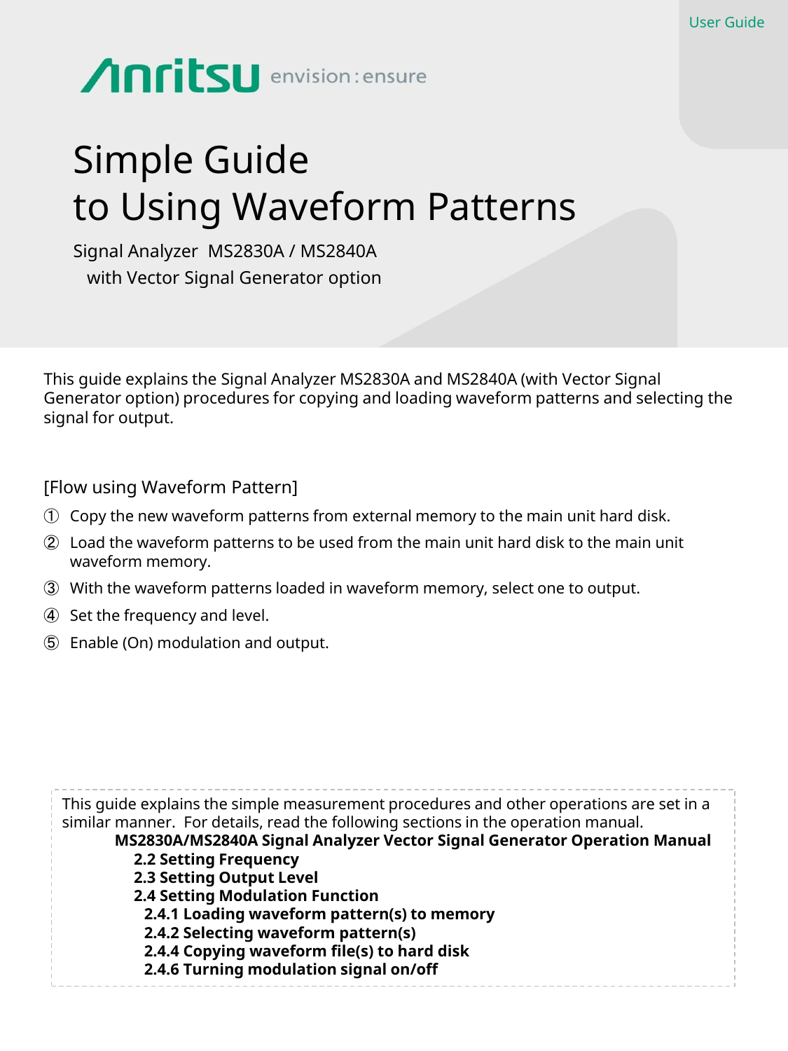User Guide

Anritsu envision : ensure

# Simple Guide to Using Waveform Patterns

Signal Analyzer MS2830A / MS2840A
with Vector Signal Generator option

This guide explains the Signal Analyzer MS2830A and MS2840A (with Vector Signal Generator option) procedures for copying and loading waveform patterns and selecting the signal for output.

[Flow using Waveform Pattern]

① Copy the new waveform patterns from external memory to the main unit hard disk.

② Load the waveform patterns to be used from the main unit hard disk to the main unit waveform memory.

③ With the waveform patterns loaded in waveform memory, select one to output.

④ Set the frequency and level.

⑤ Enable (On) modulation and output.

This guide explains the simple measurement procedures and other operations are set in a similar manner. For details, read the following sections in the operation manual.

**MS2830A/MS2840A Signal Analyzer Vector Signal Generator Operation Manual**

- **2.2 Setting Frequency**
- **2.3 Setting Output Level**
- **2.4 Setting Modulation Function**
  - **2.4.1 Loading waveform pattern(s) to memory**
  - **2.4.2 Selecting waveform pattern(s)**
  - **2.4.4 Copying waveform file(s) to hard disk**
  - **2.4.6 Turning modulation signal on/off**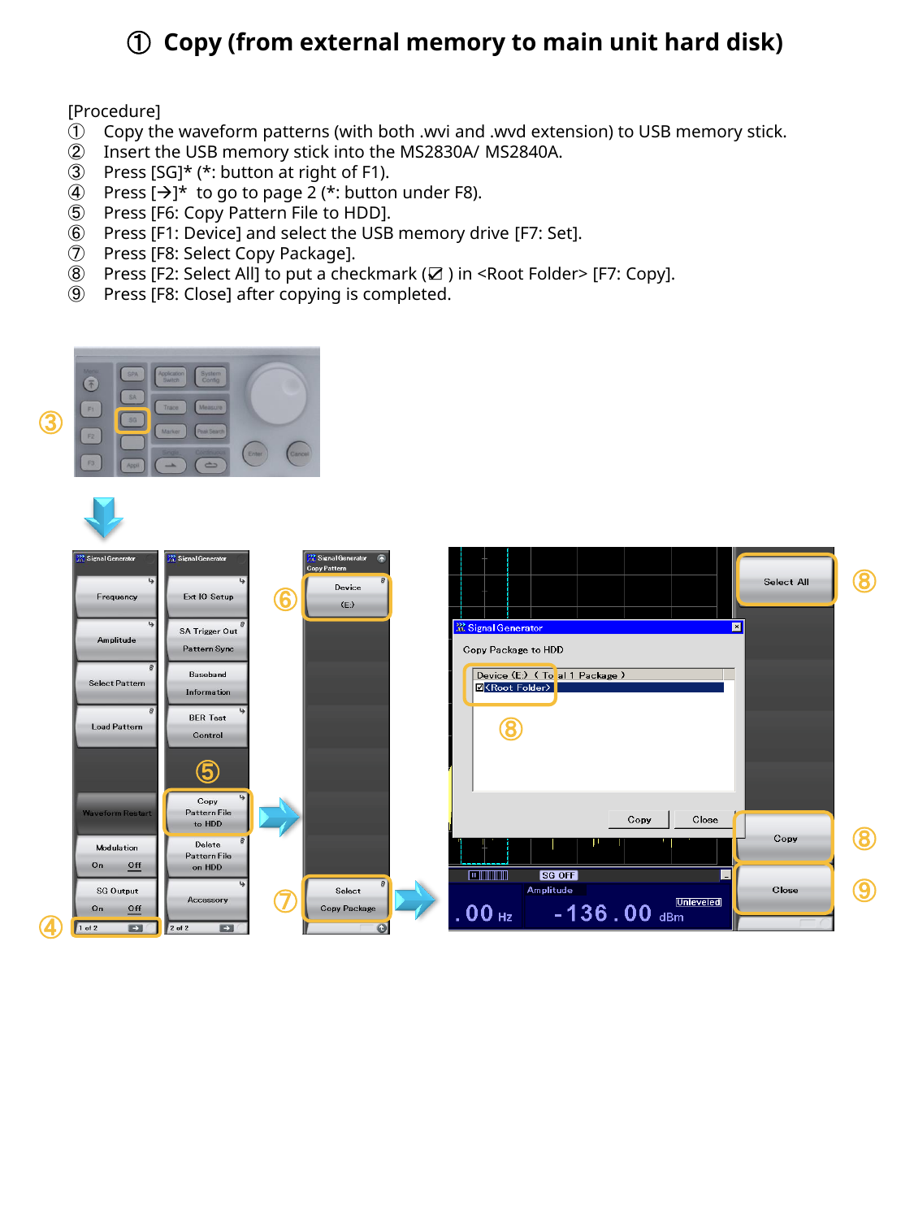# ① Copy (from external memory to main unit hard disk)

[Procedure]

① Copy the waveform patterns (with both .wvi and .wvd extension) to USB memory stick.
② Insert the USB memory stick into the MS2830A/ MS2840A.
③ Press [SG]* (*: button at right of F1).
④ Press [→]* to go to page 2 (*: button under F8).
⑤ Press [F6: Copy Pattern File to HDD].
⑥ Press [F1: Device] and select the USB memory drive [F7: Set].
⑦ Press [F8: Select Copy Package].
⑧ Press [F2: Select All] to put a checkmark (☑ ) in <Root Folder> [F7: Copy].
⑨ Press [F8: Close] after copying is completed.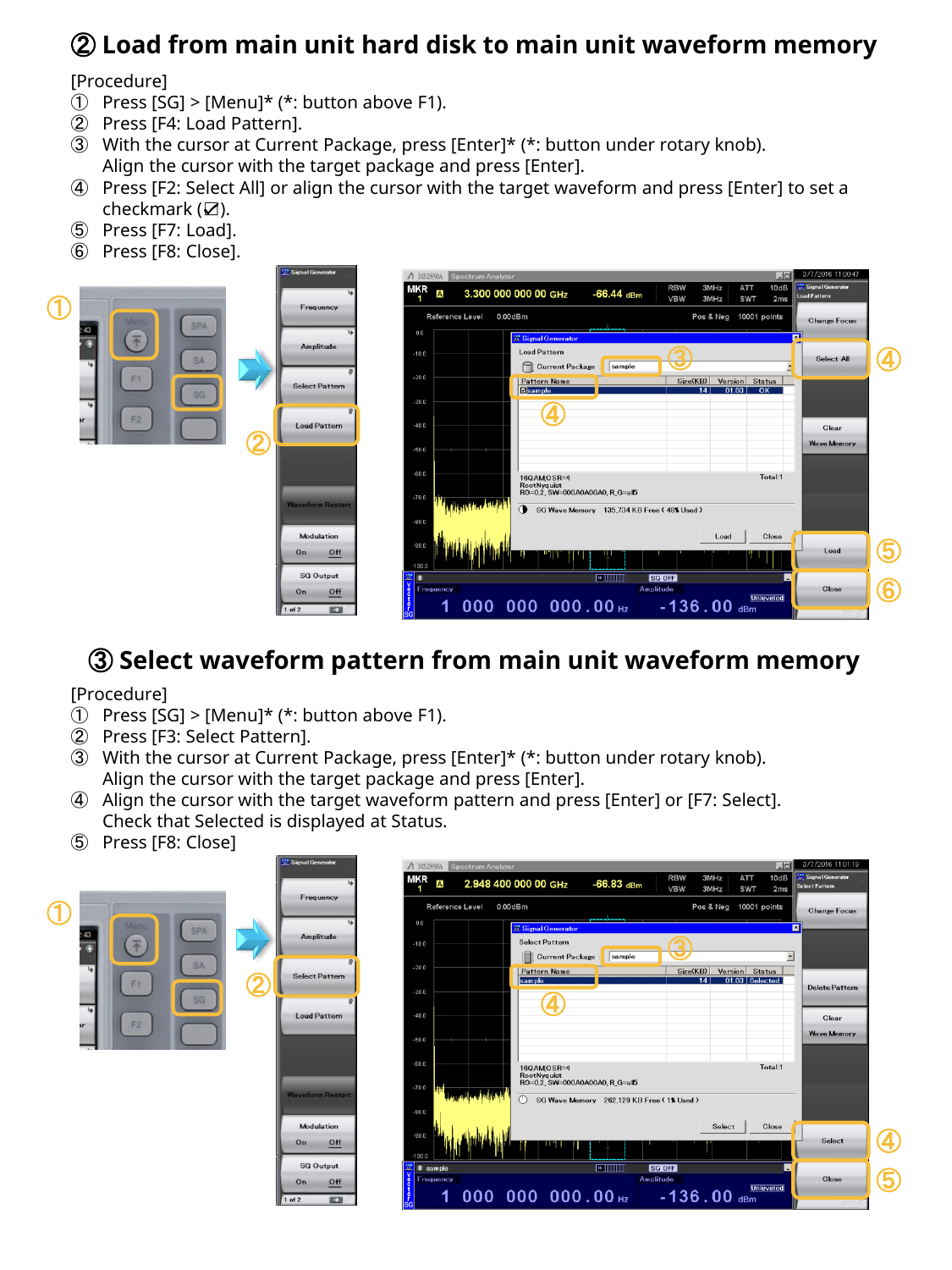## ② Load from main unit hard disk to main unit waveform memory

[Procedure]

① Press [SG] > [Menu]* (*: button above F1).
② Press [F4: Load Pattern].
③ With the cursor at Current Package, press [Enter]* (*: button under rotary knob).
   Align the cursor with the target package and press [Enter].
④ Press [F2: Select All] or align the cursor with the target waveform and press [Enter] to set a checkmark (☑).
⑤ Press [F7: Load].
⑥ Press [F8: Close].

## ③ Select waveform pattern from main unit waveform memory

[Procedure]

① Press [SG] > [Menu]* (*: button above F1).
② Press [F3: Select Pattern].
③ With the cursor at Current Package, press [Enter]* (*: button under rotary knob).
   Align the cursor with the target package and press [Enter].
④ Align the cursor with the target waveform pattern and press [Enter] or [F7: Select].
   Check that Selected is displayed at Status.
⑤ Press [F8: Close]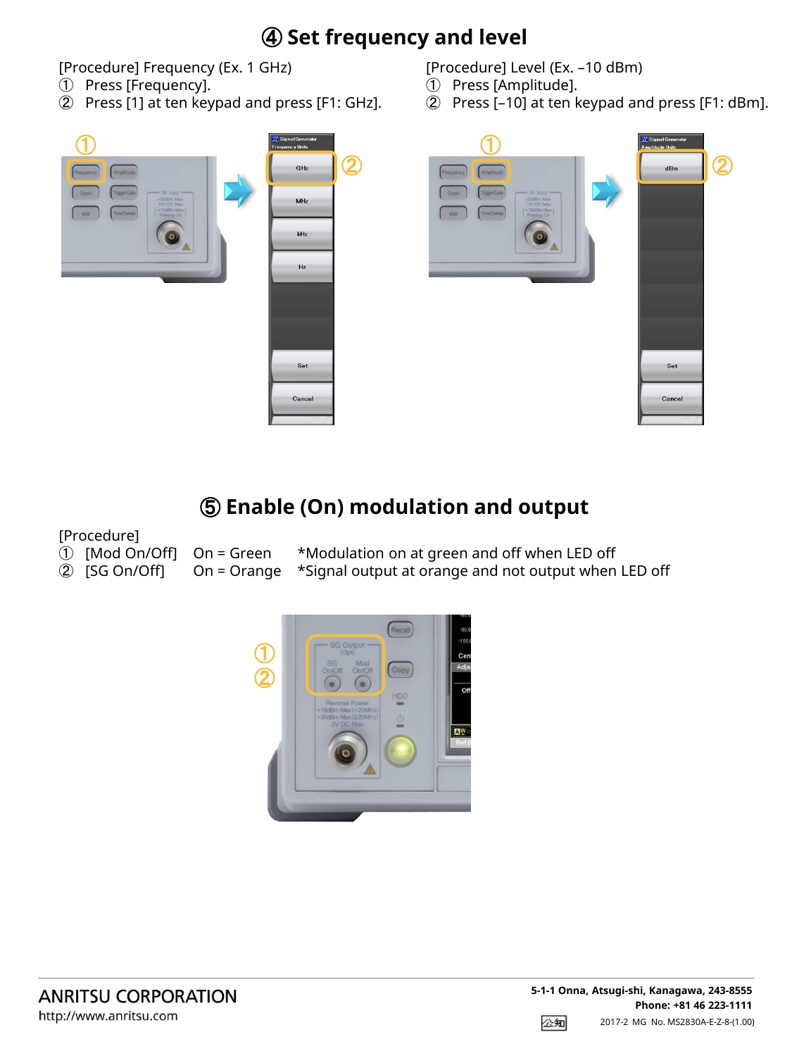## ④ Set frequency and level

[Procedure] Frequency (Ex. 1 GHz)
① Press [Frequency].
② Press [1] at ten keypad and press [F1: GHz].

[Procedure] Level (Ex. –10 dBm)
① Press [Amplitude].
② Press [–10] at ten keypad and press [F1: dBm].

## ⑤ Enable (On) modulation and output

[Procedure]
① [Mod On/Off] On = Green *Modulation on at green and off when LED off
② [SG On/Off] On = Orange *Signal output at orange and not output when LED off

**ANRITSU CORPORATION**
http://www.anritsu.com

**5-1-1 Onna, Atsugi-shi, Kanagawa, 243-8555**
**Phone: +81 46 223-1111**
公知 2017-2 MG No. MS2830A-E-Z-8-(1.00)